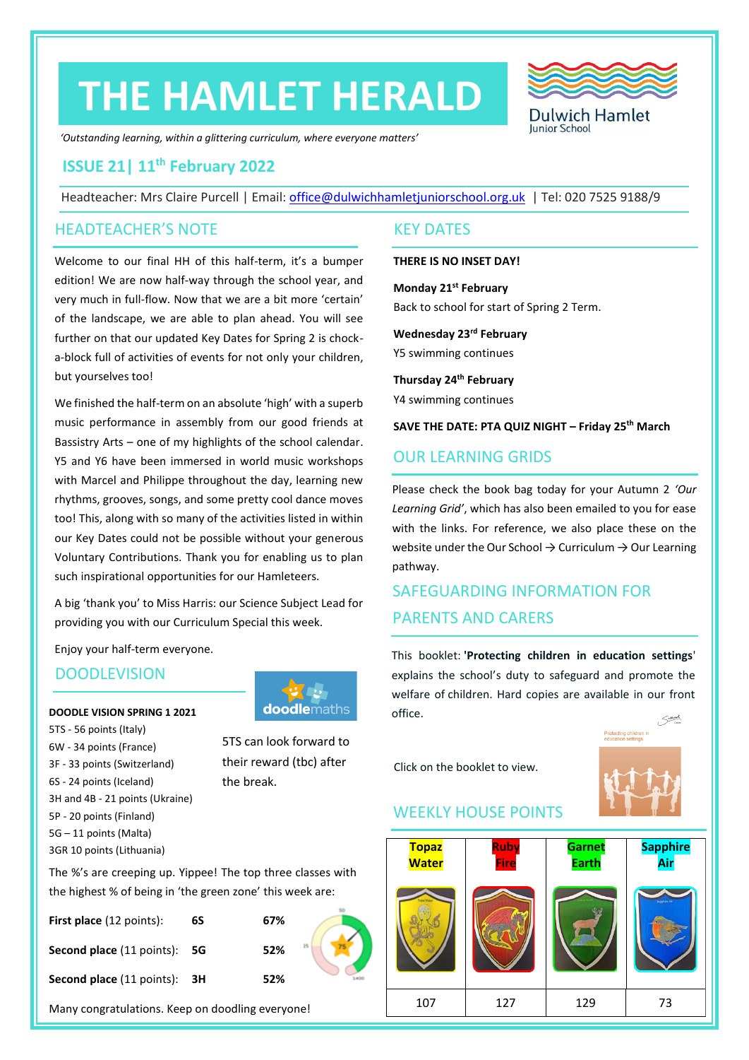# THE HAMLET HERALD

Dulwich Hamlet Junior School

*'Outstanding learning, within a glittering curriculum, where everyone matters'*

## ISSUE 21| 11th February 2022

Headteacher: Mrs Claire Purcell | Email: office@dulwichhamletjuniorschool.org.uk | Tel: 020 7525 9188/9

## HEADTEACHER'S NOTE

Welcome to our final HH of this half-term, it's a bumper edition! We are now half-way through the school year, and very much in full-flow. Now that we are a bit more 'certain' of the landscape, we are able to plan ahead. You will see further on that our updated Key Dates for Spring 2 is chock-a-block full of activities of events for not only your children, but yourselves too!

We finished the half-term on an absolute 'high' with a superb music performance in assembly from our good friends at Bassistry Arts – one of my highlights of the school calendar. Y5 and Y6 have been immersed in world music workshops with Marcel and Philippe throughout the day, learning new rhythms, grooves, songs, and some pretty cool dance moves too! This, along with so many of the activities listed in within our Key Dates could not be possible without your generous Voluntary Contributions. Thank you for enabling us to plan such inspirational opportunities for our Hamleteers.

A big 'thank you' to Miss Harris: our Science Subject Lead for providing you with our Curriculum Special this week.

Enjoy your half-term everyone.

## DOODLEVISION

**DOODLE VISION SPRING 1 2021**

5TS - 56 points (Italy)
6W - 34 points (France)
3F - 33 points (Switzerland)
6S - 24 points (Iceland)
3H and 4B - 21 points (Ukraine)
5P - 20 points (Finland)
5G – 11 points (Malta)
3GR 10 points (Lithuania)

5TS can look forward to their reward (tbc) after the break.

The %'s are creeping up. Yippee! The top three classes with the highest % of being in 'the green zone' this week are:

| | | |
|---|---|---|
| **First place** (12 points): | **6S** | **67%** |
| **Second place** (11 points): | **5G** | **52%** |
| **Second place** (11 points): | **3H** | **52%** |

Many congratulations. Keep on doodling everyone!

## KEY DATES

**THERE IS NO INSET DAY!**

**Monday 21st February**
Back to school for start of Spring 2 Term.

**Wednesday 23rd February**
Y5 swimming continues

**Thursday 24th February**
Y4 swimming continues

**SAVE THE DATE: PTA QUIZ NIGHT – Friday 25th March**

## OUR LEARNING GRIDS

Please check the book bag today for your Autumn 2 *'Our Learning Grid'*, which has also been emailed to you for ease with the links. For reference, we also place these on the website under the Our School → Curriculum → Our Learning pathway.

## SAFEGUARDING INFORMATION FOR PARENTS AND CARERS

This booklet: **'Protecting children in education settings'** explains the school's duty to safeguard and promote the welfare of children. Hard copies are available in our front office.

Click on the booklet to view.

## WEEKLY HOUSE POINTS

| Topaz Water | Ruby Fire | Garnet Earth | Sapphire Air |
|---|---|---|---|
| 107 | 127 | 129 | 73 |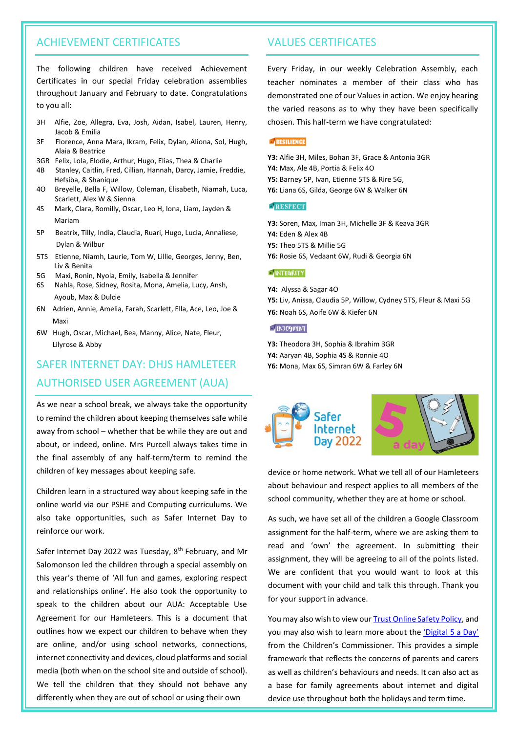## ACHIEVEMENT CERTIFICATES

The following children have received Achievement Certificates in our special Friday celebration assemblies throughout January and February to date. Congratulations to you all:

- 3H Alfie, Zoe, Allegra, Eva, Josh, Aidan, Isabel, Lauren, Henry, Jacob & Emilia
- 3F Florence, Anna Mara, Ikram, Felix, Dylan, Aliona, Sol, Hugh, Alaia & Beatrice
- 3GR Felix, Lola, Elodie, Arthur, Hugo, Elias, Thea & Charlie
- 4B Stanley, Caitlin, Fred, Cillian, Hannah, Darcy, Jamie, Freddie, Hefsiba, & Shanique
- 4O Breyelle, Bella F, Willow, Coleman, Elisabeth, Niamah, Luca, Scarlett, Alex W & Sienna
- 4S Mark, Clara, Romilly, Oscar, Leo H, Iona, Liam, Jayden & Mariam
- 5P Beatrix, Tilly, India, Claudia, Ruari, Hugo, Lucia, Annaliese, Dylan & Wilbur
- 5TS Etienne, Niamh, Laurie, Tom W, Lillie, Georges, Jenny, Ben, Liv & Benita
- 5G Maxi, Ronin, Nyola, Emily, Isabella & Jennifer
- 6S Nahla, Rose, Sidney, Rosita, Mona, Amelia, Lucy, Ansh, Ayoub, Max & Dulcie
- 6N Adrien, Annie, Amelia, Farah, Scarlett, Ella, Ace, Leo, Joe & Maxi
- 6W Hugh, Oscar, Michael, Bea, Manny, Alice, Nate, Fleur, Lilyrose & Abby

## SAFER INTERNET DAY: DHJS HAMLETEER AUTHORISED USER AGREEMENT (AUA)

As we near a school break, we always take the opportunity to remind the children about keeping themselves safe while away from school – whether that be while they are out and about, or indeed, online. Mrs Purcell always takes time in the final assembly of any half-term/term to remind the children of key messages about keeping safe.

Children learn in a structured way about keeping safe in the online world via our PSHE and Computing curriculums. We also take opportunities, such as Safer Internet Day to reinforce our work.

Safer Internet Day 2022 was Tuesday, 8th February, and Mr Salomonson led the children through a special assembly on this year's theme of 'All fun and games, exploring respect and relationships online'. He also took the opportunity to speak to the children about our AUA: Acceptable Use Agreement for our Hamleteers. This is a document that outlines how we expect our children to behave when they are online, and/or using school networks, connections, internet connectivity and devices, cloud platforms and social media (both when on the school site and outside of school). We tell the children that they should not behave any differently when they are out of school or using their own device or home network. What we tell all of our Hamleteers about behaviour and respect applies to all members of the school community, whether they are at home or school.

As such, we have set all of the children a Google Classroom assignment for the half-term, where we are asking them to read and 'own' the agreement. In submitting their assignment, they will be agreeing to all of the points listed. We are confident that you would want to look at this document with your child and talk this through. Thank you for your support in advance.

You may also wish to view our Trust Online Safety Policy, and you may also wish to learn more about the 'Digital 5 a Day' from the Children's Commissioner. This provides a simple framework that reflects the concerns of parents and carers as well as children's behaviours and needs. It can also act as a base for family agreements about internet and digital device use throughout both the holidays and term time.

## VALUES CERTIFICATES

Every Friday, in our weekly Celebration Assembly, each teacher nominates a member of their class who has demonstrated one of our Values in action. We enjoy hearing the varied reasons as to why they have been specifically chosen. This half-term we have congratulated:

**RESILIENCE**

**Y3:** Alfie 3H, Miles, Bohan 3F, Grace & Antonia 3GR
**Y4:** Max, Ale 4B, Portia & Felix 4O
**Y5:** Barney 5P, Ivan, Etienne 5TS & Rire 5G,
**Y6:** Liana 6S, Gilda, George 6W & Walker 6N

**RESPECT**

**Y3:** Soren, Max, Iman 3H, Michelle 3F & Keava 3GR
**Y4:** Eden & Alex 4B
**Y5:** Theo 5TS & Millie 5G
**Y6:** Rosie 6S, Vedaant 6W, Rudi & Georgia 6N

**INTEGRITY**

**Y4:** Alyssa & Sagar 4O
**Y5:** Liv, Anissa, Claudia 5P, Willow, Cydney 5TS, Fleur & Maxi 5G
**Y6:** Noah 6S, Aoife 6W & Kiefer 6N

**ENJOYMENT**

**Y3:** Theodora 3H, Sophia & Ibrahim 3GR
**Y4:** Aaryan 4B, Sophia 4S & Ronnie 4O
**Y6:** Mona, Max 6S, Simran 6W & Farley 6N

Safer Internet Day 2022

5 a day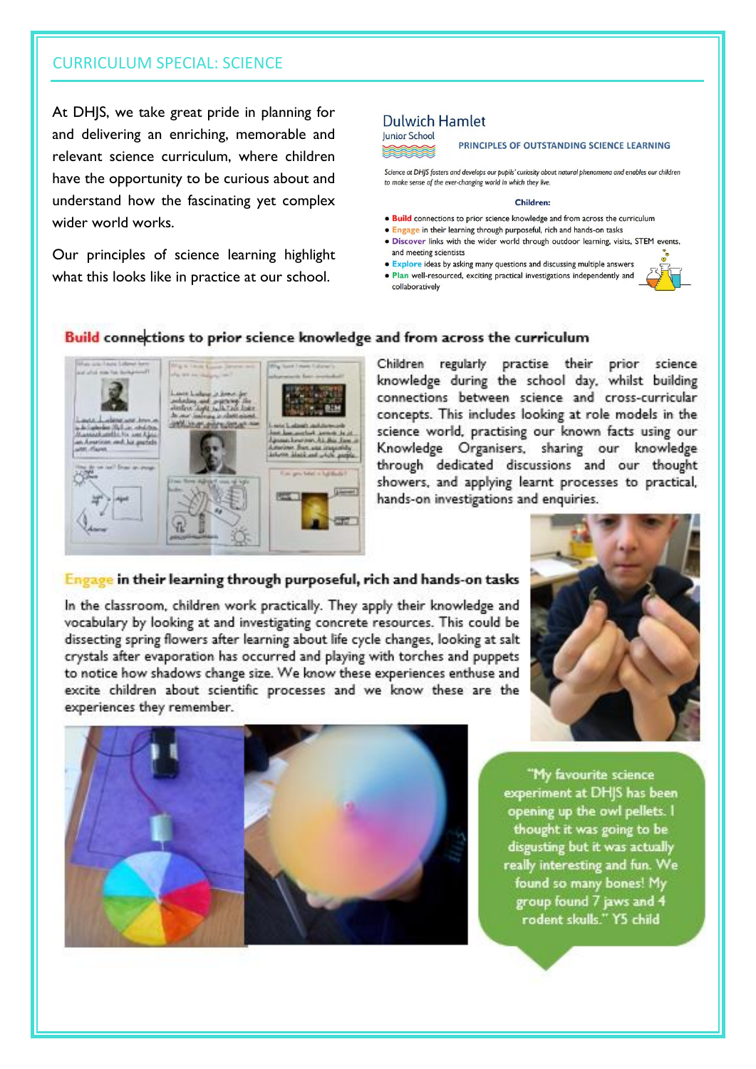## CURRICULUM SPECIAL: SCIENCE

At DHJS, we take great pride in planning for and delivering an enriching, memorable and relevant science curriculum, where children have the opportunity to be curious about and understand how the fascinating yet complex wider world works.

Our principles of science learning highlight what this looks like in practice at our school.

Dulwich Hamlet
Junior School

**PRINCIPLES OF OUTSTANDING SCIENCE LEARNING**

*Science at DHJS fosters and develops our pupils' curiosity about natural phenomena and enables our children to make sense of the ever-changing world in which they live.*

**Children:**

- **Build** connections to prior science knowledge and from across the curriculum
- **Engage** in their learning through purposeful, rich and hands-on tasks
- **Discover** links with the wider world through outdoor learning, visits, STEM events, and meeting scientists
- **Explore** ideas by asking many questions and discussing multiple answers
- **Plan** well-resourced, exciting practical investigations independently and collaboratively

### Build connections to prior science knowledge and from across the curriculum

Children regularly practise their prior science knowledge during the school day, whilst building connections between science and cross-curricular concepts. This includes looking at role models in the science world, practising our known facts using our Knowledge Organisers, sharing our knowledge through dedicated discussions and our thought showers, and applying learnt processes to practical, hands-on investigations and enquiries.

### Engage in their learning through purposeful, rich and hands-on tasks

In the classroom, children work practically. They apply their knowledge and vocabulary by looking at and investigating concrete resources. This could be dissecting spring flowers after learning about life cycle changes, looking at salt crystals after evaporation has occurred and playing with torches and puppets to notice how shadows change size. We know these experiences enthuse and excite children about scientific processes and we know these are the experiences they remember.

> "My favourite science experiment at DHJS has been opening up the owl pellets. I thought it was going to be disgusting but it was actually really interesting and fun. We found so many bones! My group found 7 jaws and 4 rodent skulls." Y5 child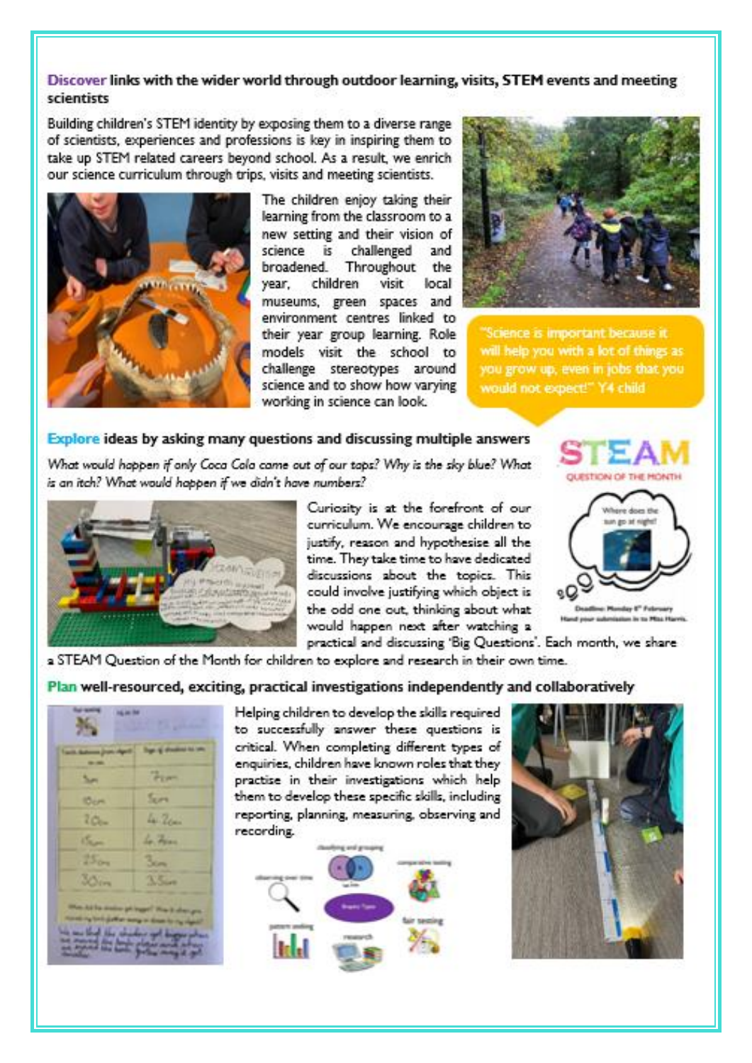**Discover** links with the wider world through outdoor learning, visits, STEM events and meeting scientists

Building children's STEM identity by exposing them to a diverse range of scientists, experiences and professions is key in inspiring them to take up STEM related careers beyond school. As a result, we enrich our science curriculum through trips, visits and meeting scientists.

The children enjoy taking their learning from the classroom to a new setting and their vision of science is challenged and broadened. Throughout the year, children visit local museums, green spaces and environment centres linked to their year group learning. Role models visit the school to challenge stereotypes around science and to show how varying working in science can look.

"Science is important because it will help you with a lot of things as you grow up, even in jobs that you would not expect!" Y4 child

**Explore** ideas by asking many questions and discussing multiple answers

*What would happen if only Coca Cola came out of our taps? Why is the sky blue? What is an itch? What would happen if we didn't have numbers?*

Curiosity is at the forefront of our curriculum. We encourage children to justify, reason and hypothesise all the time. They take time to have dedicated discussions about the topics. This could involve justifying which object is the odd one out, thinking about what would happen next after watching a practical and discussing 'Big Questions'. Each month, we share a STEAM Question of the Month for children to explore and research in their own time.

**Plan** well-resourced, exciting, practical investigations independently and collaboratively

Helping children to develop the skills required to successfully answer these questions is critical. When completing different types of enquiries, children have known roles that they practise in their investigations which help them to develop these specific skills, including reporting, planning, measuring, observing and recording.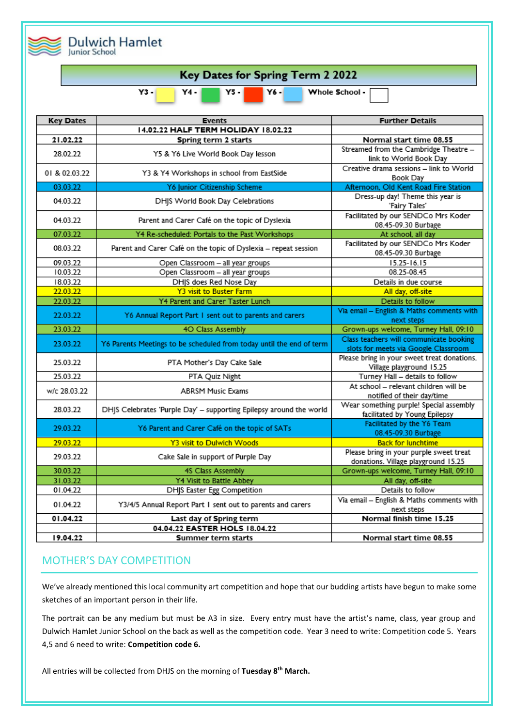Dulwich Hamlet Junior School

## Key Dates for Spring Term 2 2022

Y3 - (yellow) Y4 - (green) Y5 - (red) Y6 - (blue) Whole School - (white)

| Key Dates | Events | Further Details |
|---|---|---|
| | **14.02.22 HALF TERM HOLIDAY 18.02.22** | |
| **21.02.22** | **Spring term 2 starts** | **Normal start time 08.55** |
| 28.02.22 | Y5 & Y6 Live World Book Day lesson | Streamed from the Cambridge Theatre – link to World Book Day |
| 01 & 02.03.22 | Y3 & Y4 Workshops in school from EastSide | Creative drama sessions – link to World Book Day |
| 03.03.22 | Y6 Junior Citizenship Scheme | Afternoon, Old Kent Road Fire Station |
| 04.03.22 | DHJS World Book Day Celebrations | Dress-up day! Theme this year is 'Fairy Tales' |
| 04.03.22 | Parent and Carer Café on the topic of Dyslexia | Facilitated by our SENDCo Mrs Koder 08.45-09.30 Burbage |
| 07.03.22 | Y4 Re-scheduled: Portals to the Past Workshops | At school, all day |
| 08.03.22 | Parent and Carer Café on the topic of Dyslexia – repeat session | Facilitated by our SENDCo Mrs Koder 08.45-09.30 Burbage |
| 09.03.22 | Open Classroom – all year groups | 15.25-16.15 |
| 10.03.22 | Open Classroom – all year groups | 08.25-08.45 |
| 18.03.22 | DHJS does Red Nose Day | Details in due course |
| 22.03.22 | Y3 visit to Buster Farm | All day, off-site |
| 22.03.22 | Y4 Parent and Carer Taster Lunch | Details to follow |
| 22.03.22 | Y6 Annual Report Part 1 sent out to parents and carers | Via email – English & Maths comments with next steps |
| 23.03.22 | 4O Class Assembly | Grown-ups welcome, Turney Hall, 09:10 |
| 23.03.22 | Y6 Parents Meetings to be scheduled from today until the end of term | Class teachers will communicate booking slots for meets via Google Classroom |
| 25.03.22 | PTA Mother's Day Cake Sale | Please bring in your sweet treat donations. Village playground 15.25 |
| 25.03.22 | PTA Quiz Night | Turney Hall – details to follow |
| w/c 28.03.22 | ABRSM Music Exams | At school – relevant children will be notified of their day/time |
| 28.03.22 | DHJS Celebrates 'Purple Day' – supporting Epilepsy around the world | Wear something purple! Special assembly facilitated by Young Epilepsy |
| 29.03.22 | Y6 Parent and Carer Café on the topic of SATs | Facilitated by the Y6 Team 08.45-09.30 Burbage |
| 29.03.22 | Y3 visit to Dulwich Woods | Back for lunchtime |
| 29.03.22 | Cake Sale in support of Purple Day | Please bring in your purple sweet treat donations. Village playground 15.25 |
| 30.03.22 | 4S Class Assembly | Grown-ups welcome, Turney Hall, 09:10 |
| 31.03.22 | Y4 Visit to Battle Abbey | All day, off-site |
| 01.04.22 | DHJS Easter Egg Competition | Details to follow |
| 01.04.22 | Y3/4/5 Annual Report Part 1 sent out to parents and carers | Via email – English & Maths comments with next steps |
| **01.04.22** | **Last day of Spring term** | **Normal finish time 15.25** |
| | **04.04.22 EASTER HOLS 18.04.22** | |
| **19.04.22** | **Summer term starts** | **Normal start time 08.55** |

## MOTHER'S DAY COMPETITION

We've already mentioned this local community art competition and hope that our budding artists have begun to make some sketches of an important person in their life.

The portrait can be any medium but must be A3 in size. Every entry must have the artist's name, class, year group and Dulwich Hamlet Junior School on the back as well as the competition code. Year 3 need to write: Competition code 5. Years 4,5 and 6 need to write: **Competition code 6.**

All entries will be collected from DHJS on the morning of **Tuesday 8th March.**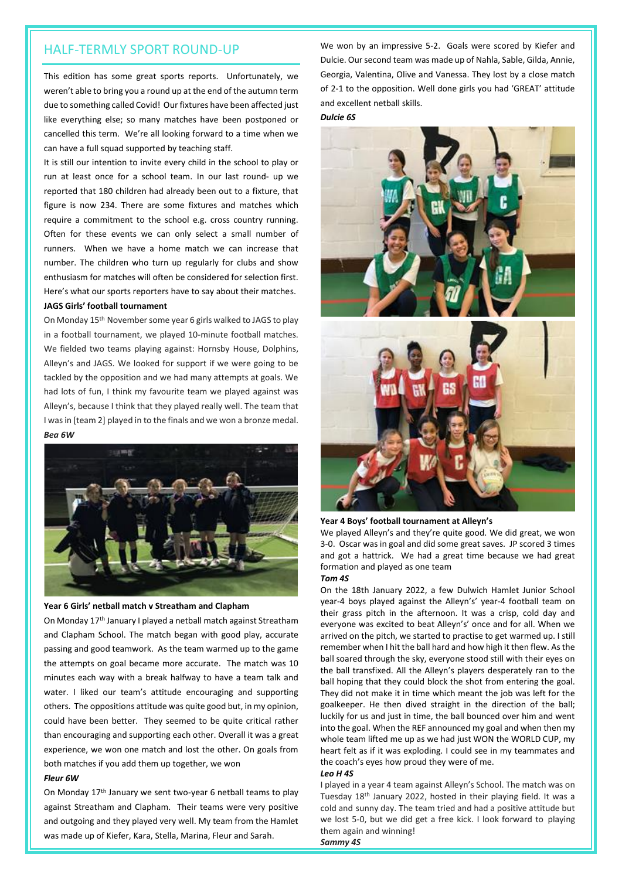## HALF-TERMLY SPORT ROUND-UP

This edition has some great sports reports. Unfortunately, we weren't able to bring you a round up at the end of the autumn term due to something called Covid! Our fixtures have been affected just like everything else; so many matches have been postponed or cancelled this term. We're all looking forward to a time when we can have a full squad supported by teaching staff.

It is still our intention to invite every child in the school to play or run at least once for a school team. In our last round- up we reported that 180 children had already been out to a fixture, that figure is now 234. There are some fixtures and matches which require a commitment to the school e.g. cross country running. Often for these events we can only select a small number of runners. When we have a home match we can increase that number. The children who turn up regularly for clubs and show enthusiasm for matches will often be considered for selection first. Here's what our sports reporters have to say about their matches.

**JAGS Girls' football tournament**

On Monday 15th November some year 6 girls walked to JAGS to play in a football tournament, we played 10-minute football matches. We fielded two teams playing against: Hornsby House, Dolphins, Alleyn's and JAGS. We looked for support if we were going to be tackled by the opposition and we had many attempts at goals. We had lots of fun, I think my favourite team we played against was Alleyn's, because I think that they played really well. The team that I was in [team 2] played in to the finals and we won a bronze medal.

***Bea 6W***

**Year 6 Girls' netball match v Streatham and Clapham**

On Monday 17th January I played a netball match against Streatham and Clapham School. The match began with good play, accurate passing and good teamwork. As the team warmed up to the game the attempts on goal became more accurate. The match was 10 minutes each way with a break halfway to have a team talk and water. I liked our team's attitude encouraging and supporting others. The oppositions attitude was quite good but, in my opinion, could have been better. They seemed to be quite critical rather than encouraging and supporting each other. Overall it was a great experience, we won one match and lost the other. On goals from both matches if you add them up together, we won

***Fleur 6W***

On Monday 17th January we sent two-year 6 netball teams to play against Streatham and Clapham. Their teams were very positive and outgoing and they played very well. My team from the Hamlet was made up of Kiefer, Kara, Stella, Marina, Fleur and Sarah. We won by an impressive 5-2. Goals were scored by Kiefer and Dulcie. Our second team was made up of Nahla, Sable, Gilda, Annie, Georgia, Valentina, Olive and Vanessa. They lost by a close match of 2-1 to the opposition. Well done girls you had 'GREAT' attitude and excellent netball skills.

***Dulcie 6S***

**Year 4 Boys' football tournament at Alleyn's**

We played Alleyn's and they're quite good. We did great, we won 3-0. Oscar was in goal and did some great saves. JP scored 3 times and got a hattrick. We had a great time because we had great formation and played as one team

***Tom 4S***

On the 18th January 2022, a few Dulwich Hamlet Junior School year-4 boys played against the Alleyn's' year-4 football team on their grass pitch in the afternoon. It was a crisp, cold day and everyone was excited to beat Alleyn's' once and for all. When we arrived on the pitch, we started to practise to get warmed up. I still remember when I hit the ball hard and how high it then flew. As the ball soared through the sky, everyone stood still with their eyes on the ball transfixed. All the Alleyn's players desperately ran to the ball hoping that they could block the shot from entering the goal. They did not make it in time which meant the job was left for the goalkeeper. He then dived straight in the direction of the ball; luckily for us and just in time, the ball bounced over him and went into the goal. When the REF announced my goal and when then my whole team lifted me up as we had just WON the WORLD CUP, my heart felt as if it was exploding. I could see in my teammates and the coach's eyes how proud they were of me.

***Leo H 4S***

I played in a year 4 team against Alleyn's School. The match was on Tuesday 18th January 2022, hosted in their playing field. It was a cold and sunny day. The team tried and had a positive attitude but we lost 5-0, but we did get a free kick. I look forward to playing them again and winning!

***Sammy 4S***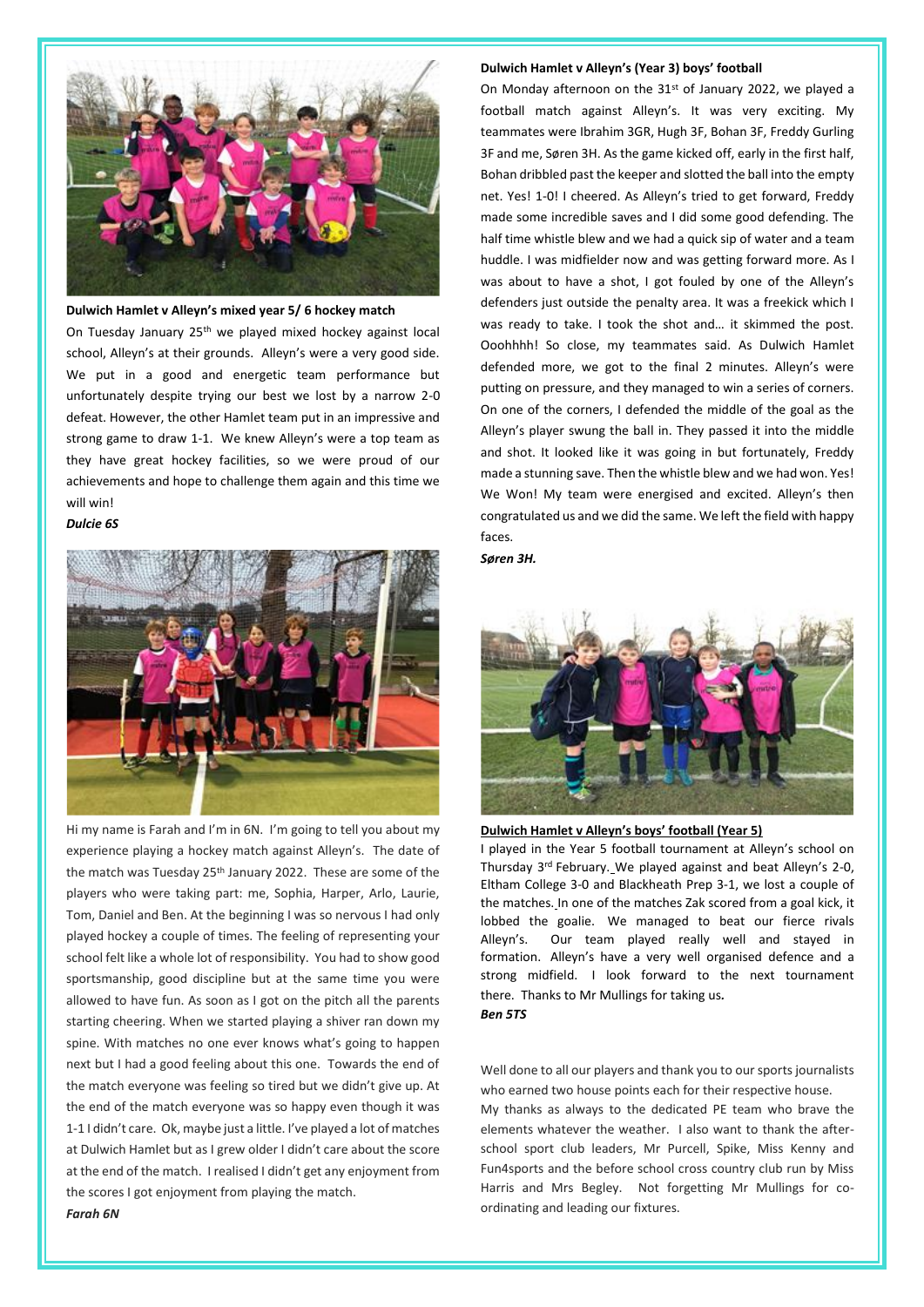**Dulwich Hamlet v Alleyn's mixed year 5/ 6 hockey match**

On Tuesday January 25th we played mixed hockey against local school, Alleyn's at their grounds. Alleyn's were a very good side. We put in a good and energetic team performance but unfortunately despite trying our best we lost by a narrow 2-0 defeat. However, the other Hamlet team put in an impressive and strong game to draw 1-1. We knew Alleyn's were a top team as they have great hockey facilities, so we were proud of our achievements and hope to challenge them again and this time we will win!

***Dulcie 6S***

Hi my name is Farah and I'm in 6N. I'm going to tell you about my experience playing a hockey match against Alleyn's. The date of the match was Tuesday 25th January 2022. These are some of the players who were taking part: me, Sophia, Harper, Arlo, Laurie, Tom, Daniel and Ben. At the beginning I was so nervous I had only played hockey a couple of times. The feeling of representing your school felt like a whole lot of responsibility. You had to show good sportsmanship, good discipline but at the same time you were allowed to have fun. As soon as I got on the pitch all the parents starting cheering. When we started playing a shiver ran down my spine. With matches no one ever knows what's going to happen next but I had a good feeling about this one. Towards the end of the match everyone was feeling so tired but we didn't give up. At the end of the match everyone was so happy even though it was 1-1 I didn't care. Ok, maybe just a little. I've played a lot of matches at Dulwich Hamlet but as I grew older I didn't care about the score at the end of the match. I realised I didn't get any enjoyment from the scores I got enjoyment from playing the match.

***Farah 6N***

**Dulwich Hamlet v Alleyn's (Year 3) boys' football**

On Monday afternoon on the 31st of January 2022, we played a football match against Alleyn's. It was very exciting. My teammates were Ibrahim 3GR, Hugh 3F, Bohan 3F, Freddy Gurling 3F and me, Søren 3H. As the game kicked off, early in the first half, Bohan dribbled past the keeper and slotted the ball into the empty net. Yes! 1-0! I cheered. As Alleyn's tried to get forward, Freddy made some incredible saves and I did some good defending. The half time whistle blew and we had a quick sip of water and a team huddle. I was midfielder now and was getting forward more. As I was about to have a shot, I got fouled by one of the Alleyn's defenders just outside the penalty area. It was a freekick which I was ready to take. I took the shot and… it skimmed the post. Ooohhhh! So close, my teammates said. As Dulwich Hamlet defended more, we got to the final 2 minutes. Alleyn's were putting on pressure, and they managed to win a series of corners. On one of the corners, I defended the middle of the goal as the Alleyn's player swung the ball in. They passed it into the middle and shot. It looked like it was going in but fortunately, Freddy made a stunning save. Then the whistle blew and we had won. Yes! We Won! My team were energised and excited. Alleyn's then congratulated us and we did the same. We left the field with happy faces.

***Søren 3H.***

**Dulwich Hamlet v Alleyn's boys' football (Year 5)**

I played in the Year 5 football tournament at Alleyn's school on Thursday 3rd February. We played against and beat Alleyn's 2-0, Eltham College 3-0 and Blackheath Prep 3-1, we lost a couple of the matches. In one of the matches Zak scored from a goal kick, it lobbed the goalie. We managed to beat our fierce rivals Alleyn's. Our team played really well and stayed in formation. Alleyn's have a very well organised defence and a strong midfield. I look forward to the next tournament there. Thanks to Mr Mullings for taking us.

***Ben 5TS***

Well done to all our players and thank you to our sports journalists who earned two house points each for their respective house.

My thanks as always to the dedicated PE team who brave the elements whatever the weather. I also want to thank the after-school sport club leaders, Mr Purcell, Spike, Miss Kenny and Fun4sports and the before school cross country club run by Miss Harris and Mrs Begley. Not forgetting Mr Mullings for co-ordinating and leading our fixtures.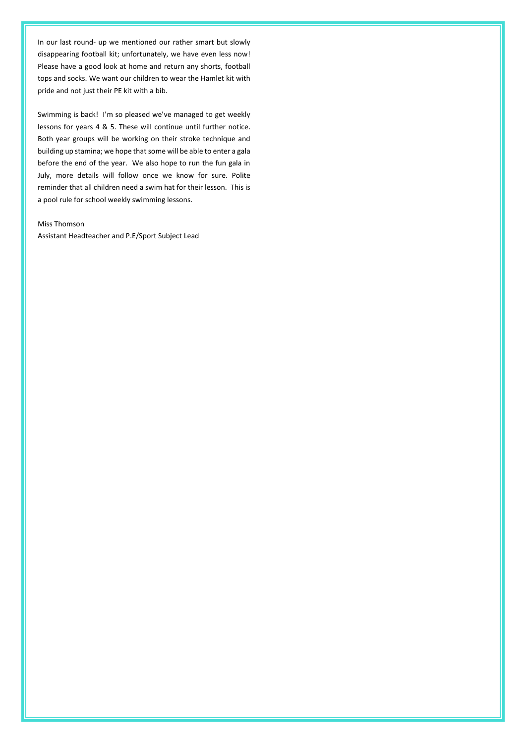In our last round- up we mentioned our rather smart but slowly disappearing football kit; unfortunately, we have even less now! Please have a good look at home and return any shorts, football tops and socks. We want our children to wear the Hamlet kit with pride and not just their PE kit with a bib.

Swimming is back! I'm so pleased we've managed to get weekly lessons for years 4 & 5. These will continue until further notice. Both year groups will be working on their stroke technique and building up stamina; we hope that some will be able to enter a gala before the end of the year. We also hope to run the fun gala in July, more details will follow once we know for sure. Polite reminder that all children need a swim hat for their lesson. This is a pool rule for school weekly swimming lessons.

Miss Thomson
Assistant Headteacher and P.E/Sport Subject Lead